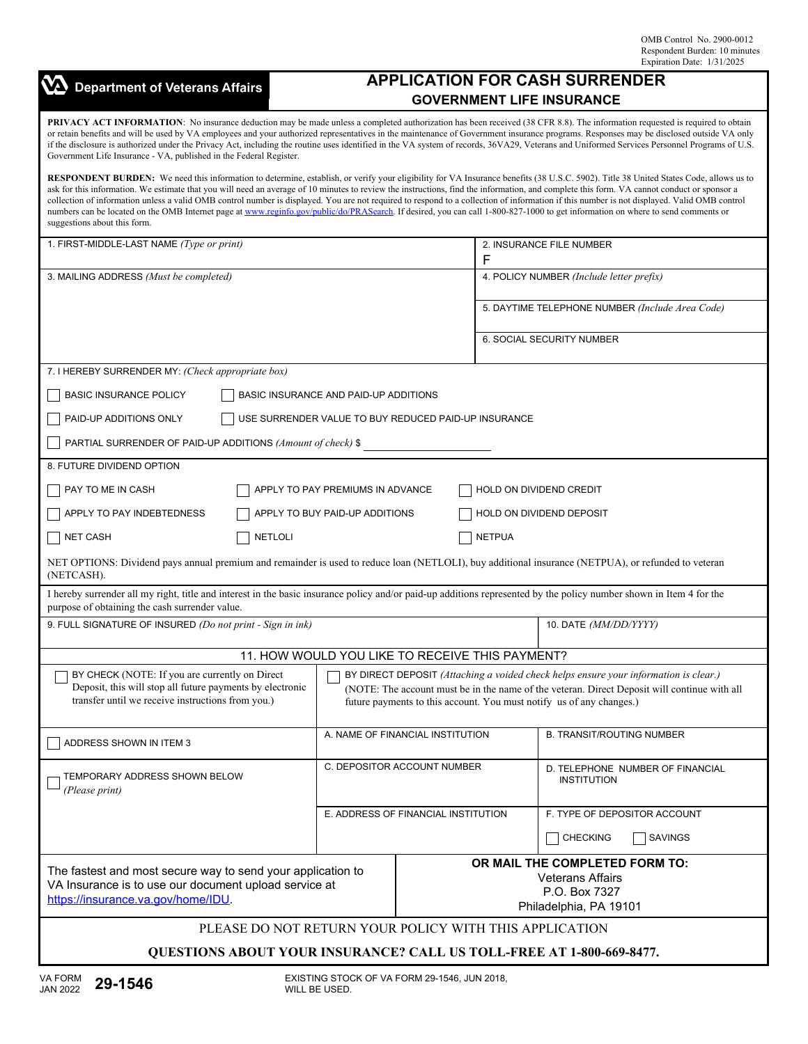OMB Control No. 2900-0012
Respondent Burden: 10 minutes
Expiration Date: 1/31/2025

**Department of Veterans Affairs**

# APPLICATION FOR CASH SURRENDER
## GOVERNMENT LIFE INSURANCE

**PRIVACY ACT INFORMATION**: No insurance deduction may be made unless a completed authorization has been received (38 CFR 8.8). The information requested is required to obtain or retain benefits and will be used by VA employees and your authorized representatives in the maintenance of Government insurance programs. Responses may be disclosed outside VA only if the disclosure is authorized under the Privacy Act, including the routine uses identified in the VA system of records, 36VA29, Veterans and Uniformed Services Personnel Programs of U.S. Government Life Insurance - VA, published in the Federal Register.

**RESPONDENT BURDEN:** We need this information to determine, establish, or verify your eligibility for VA Insurance benefits (38 U.S.C. 5902). Title 38 United States Code, allows us to ask for this information. We estimate that you will need an average of 10 minutes to review the instructions, find the information, and complete this form. VA cannot conduct or sponsor a collection of information unless a valid OMB control number is displayed. You are not required to respond to a collection of information if this number is not displayed. Valid OMB control numbers can be located on the OMB Internet page at www.reginfo.gov/public/do/PRASearch. If desired, you can call 1-800-827-1000 to get information on where to send comments or suggestions about this form.

| 1. FIRST-MIDDLE-LAST NAME *(Type or print)* | 2. INSURANCE FILE NUMBER F |
|---|---|
| 3. MAILING ADDRESS *(Must be completed)* | 4. POLICY NUMBER *(Include letter prefix)* |
| | 5. DAYTIME TELEPHONE NUMBER *(Include Area Code)* |
| | 6. SOCIAL SECURITY NUMBER |

7. I HEREBY SURRENDER MY: *(Check appropriate box)*

- ☐ BASIC INSURANCE POLICY
- ☐ BASIC INSURANCE AND PAID-UP ADDITIONS
- ☐ PAID-UP ADDITIONS ONLY
- ☐ USE SURRENDER VALUE TO BUY REDUCED PAID-UP INSURANCE
- ☐ PARTIAL SURRENDER OF PAID-UP ADDITIONS *(Amount of check)* $ ____________

8. FUTURE DIVIDEND OPTION

- ☐ PAY TO ME IN CASH
- ☐ APPLY TO PAY PREMIUMS IN ADVANCE
- ☐ HOLD ON DIVIDEND CREDIT
- ☐ APPLY TO PAY INDEBTEDNESS
- ☐ APPLY TO BUY PAID-UP ADDITIONS
- ☐ HOLD ON DIVIDEND DEPOSIT
- ☐ NET CASH
- ☐ NETLOLI
- ☐ NETPUA

NET OPTIONS: Dividend pays annual premium and remainder is used to reduce loan (NETLOLI), buy additional insurance (NETPUA), or refunded to veteran (NETCASH).

I hereby surrender all my right, title and interest in the basic insurance policy and/or paid-up additions represented by the policy number shown in Item 4 for the purpose of obtaining the cash surrender value.

| 9. FULL SIGNATURE OF INSURED *(Do not print - Sign in ink)* | 10. DATE *(MM/DD/YYYY)* |
|---|---|
| | |

### 11. HOW WOULD YOU LIKE TO RECEIVE THIS PAYMENT?

| ☐ BY CHECK (NOTE: If you are currently on Direct Deposit, this will stop all future payments by electronic transfer until we receive instructions from you.) | ☐ BY DIRECT DEPOSIT *(Attaching a voided check helps ensure your information is clear.)* (NOTE: The account must be in the name of the veteran. Direct Deposit will continue with all future payments to this account. You must notify us of any changes.) | |
|---|---|---|
| ☐ ADDRESS SHOWN IN ITEM 3 | A. NAME OF FINANCIAL INSTITUTION | B. TRANSIT/ROUTING NUMBER |
| ☐ TEMPORARY ADDRESS SHOWN BELOW *(Please print)* | C. DEPOSITOR ACCOUNT NUMBER | D. TELEPHONE NUMBER OF FINANCIAL INSTITUTION |
| | E. ADDRESS OF FINANCIAL INSTITUTION | F. TYPE OF DEPOSITOR ACCOUNT ☐ CHECKING ☐ SAVINGS |

The fastest and most secure way to send your application to VA Insurance is to use our document upload service at https://insurance.va.gov/home/IDU.

**OR MAIL THE COMPLETED FORM TO:**
Veterans Affairs
P.O. Box 7327
Philadelphia, PA 19101

PLEASE DO NOT RETURN YOUR POLICY WITH THIS APPLICATION

**QUESTIONS ABOUT YOUR INSURANCE? CALL US TOLL-FREE AT 1-800-669-8477.**

VA FORM JAN 2022 **29-1546** EXISTING STOCK OF VA FORM 29-1546, JUN 2018, WILL BE USED.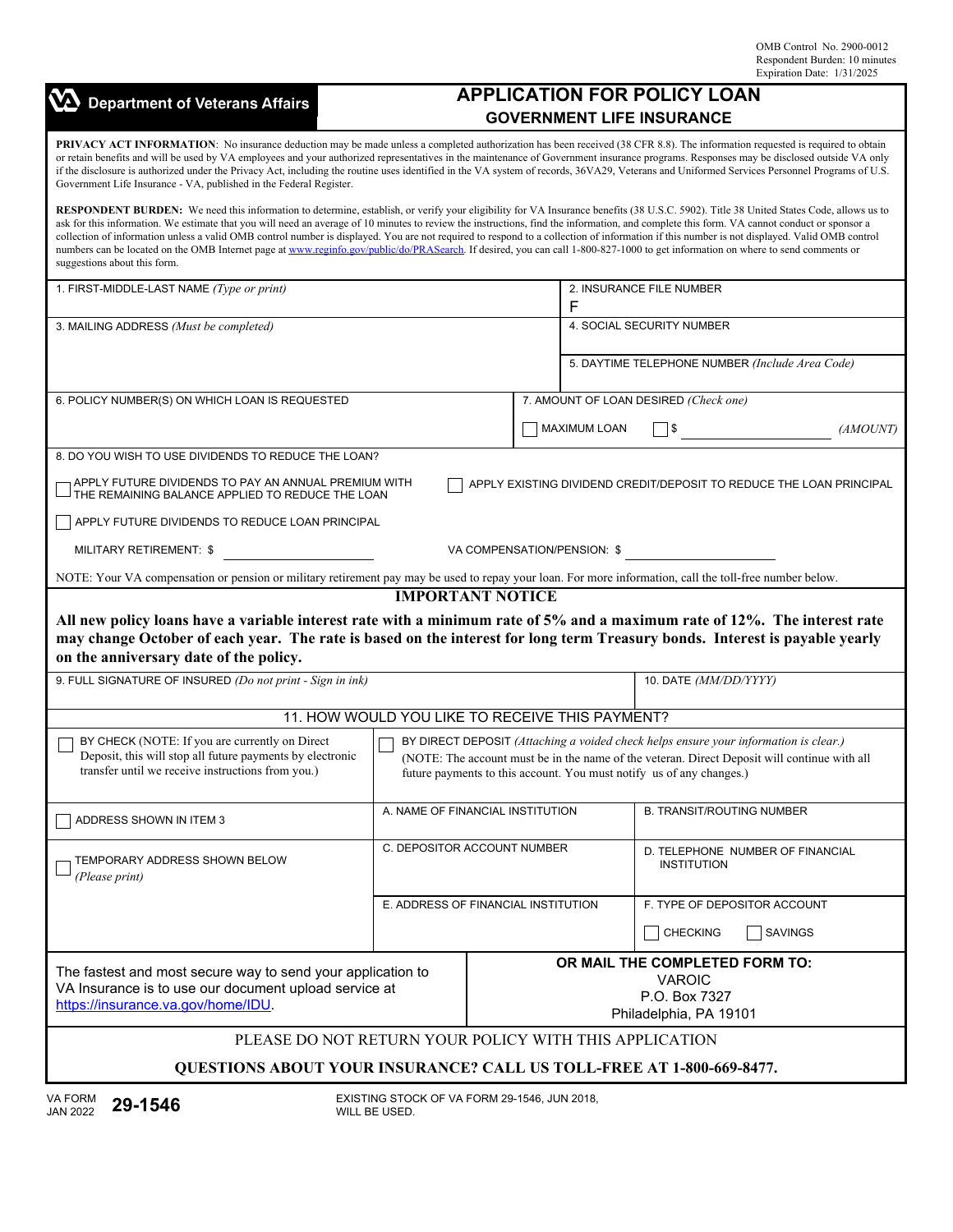OMB Control No. 2900-0012
Respondent Burden: 10 minutes
Expiration Date: 1/31/2025

**Department of Veterans Affairs**

# APPLICATION FOR POLICY LOAN
## GOVERNMENT LIFE INSURANCE

**PRIVACY ACT INFORMATION**: No insurance deduction may be made unless a completed authorization has been received (38 CFR 8.8). The information requested is required to obtain or retain benefits and will be used by VA employees and your authorized representatives in the maintenance of Government insurance programs. Responses may be disclosed outside VA only if the disclosure is authorized under the Privacy Act, including the routine uses identified in the VA system of records, 36VA29, Veterans and Uniformed Services Personnel Programs of U.S. Government Life Insurance - VA, published in the Federal Register.

**RESPONDENT BURDEN:** We need this information to determine, establish, or verify your eligibility for VA Insurance benefits (38 U.S.C. 5902). Title 38 United States Code, allows us to ask for this information. We estimate that you will need an average of 10 minutes to review the instructions, find the information, and complete this form. VA cannot conduct or sponsor a collection of information unless a valid OMB control number is displayed. You are not required to respond to a collection of information if this number is not displayed. Valid OMB control numbers can be located on the OMB Internet page at www.reginfo.gov/public/do/PRASearch. If desired, you can call 1-800-827-1000 to get information on where to send comments or suggestions about this form.

| | |
|---|---|
| 1. FIRST-MIDDLE-LAST NAME *(Type or print)* | 2. INSURANCE FILE NUMBER<br>F |
| 3. MAILING ADDRESS *(Must be completed)* | 4. SOCIAL SECURITY NUMBER |
| | 5. DAYTIME TELEPHONE NUMBER *(Include Area Code)* |
| 6. POLICY NUMBER(S) ON WHICH LOAN IS REQUESTED | 7. AMOUNT OF LOAN DESIRED *(Check one)*<br>☐ MAXIMUM LOAN ☐ $ ______ *(AMOUNT)* |

8. DO YOU WISH TO USE DIVIDENDS TO REDUCE THE LOAN?

☐ APPLY FUTURE DIVIDENDS TO PAY AN ANNUAL PREMIUM WITH THE REMAINING BALANCE APPLIED TO REDUCE THE LOAN

☐ APPLY EXISTING DIVIDEND CREDIT/DEPOSIT TO REDUCE THE LOAN PRINCIPAL

☐ APPLY FUTURE DIVIDENDS TO REDUCE LOAN PRINCIPAL

MILITARY RETIREMENT: $ ______ VA COMPENSATION/PENSION: $ ______

NOTE: Your VA compensation or pension or military retirement pay may be used to repay your loan. For more information, call the toll-free number below.

**IMPORTANT NOTICE**

**All new policy loans have a variable interest rate with a minimum rate of 5% and a maximum rate of 12%. The interest rate may change October of each year. The rate is based on the interest for long term Treasury bonds. Interest is payable yearly on the anniversary date of the policy.**

| | |
|---|---|
| 9. FULL SIGNATURE OF INSURED *(Do not print - Sign in ink)* | 10. DATE *(MM/DD/YYYY)* |

11. HOW WOULD YOU LIKE TO RECEIVE THIS PAYMENT?

| | | |
|---|---|---|
| ☐ BY CHECK (NOTE: If you are currently on Direct Deposit, this will stop all future payments by electronic transfer until we receive instructions from you.) | ☐ BY DIRECT DEPOSIT *(Attaching a voided check helps ensure your information is clear.)* (NOTE: The account must be in the name of the veteran. Direct Deposit will continue with all future payments to this account. You must notify us of any changes.) | |
| ☐ ADDRESS SHOWN IN ITEM 3 | A. NAME OF FINANCIAL INSTITUTION | B. TRANSIT/ROUTING NUMBER |
| ☐ TEMPORARY ADDRESS SHOWN BELOW *(Please print)* | C. DEPOSITOR ACCOUNT NUMBER | D. TELEPHONE NUMBER OF FINANCIAL INSTITUTION |
| | E. ADDRESS OF FINANCIAL INSTITUTION | F. TYPE OF DEPOSITOR ACCOUNT<br>☐ CHECKING ☐ SAVINGS |

The fastest and most secure way to send your application to VA Insurance is to use our document upload service at https://insurance.va.gov/home/IDU.

**OR MAIL THE COMPLETED FORM TO:**
VAROIC
P.O. Box 7327
Philadelphia, PA 19101

PLEASE DO NOT RETURN YOUR POLICY WITH THIS APPLICATION

**QUESTIONS ABOUT YOUR INSURANCE? CALL US TOLL-FREE AT 1-800-669-8477.**

VA FORM JAN 2022 **29-1546** EXISTING STOCK OF VA FORM 29-1546, JUN 2018, WILL BE USED.